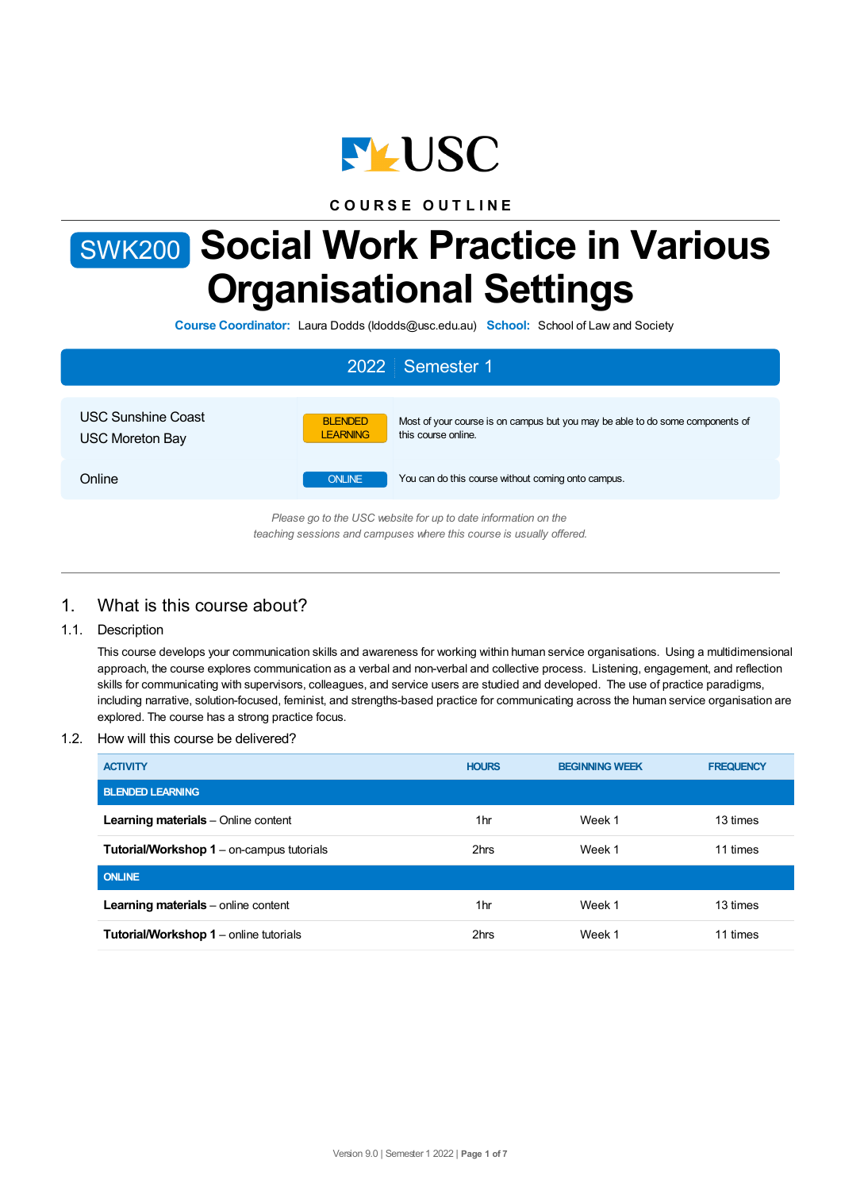COURSE OUTLINE

# SWK200 Social Work Practice in Various Organisational Settings

**Course Coordinator:** Laura Dodds (ldodds@usc.edu.au) **School:** School of Law and Society

## 2022 | Semester 1

| | | |
|---|---|---|
| USC Sunshine Coast<br>USC Moreton Bay | BLENDED LEARNING | Most of your course is on campus but you may be able to do some components of this course online. |
| Online | ONLINE | You can do this course without coming onto campus. |

*Please go to the USC website for up to date information on the teaching sessions and campuses where this course is usually offered.*

## 1. What is this course about?

### 1.1. Description

This course develops your communication skills and awareness for working within human service organisations. Using a multidimensional approach, the course explores communication as a verbal and non-verbal and collective process. Listening, engagement, and reflection skills for communicating with supervisors, colleagues, and service users are studied and developed. The use of practice paradigms, including narrative, solution-focused, feminist, and strengths-based practice for communicating across the human service organisation are explored. The course has a strong practice focus.

### 1.2. How will this course be delivered?

| ACTIVITY | HOURS | BEGINNING WEEK | FREQUENCY |
|---|---|---|---|
| **BLENDED LEARNING** | | | |
| **Learning materials** – Online content | 1hr | Week 1 | 13 times |
| **Tutorial/Workshop 1** – on-campus tutorials | 2hrs | Week 1 | 11 times |
| **ONLINE** | | | |
| **Learning materials** – online content | 1hr | Week 1 | 13 times |
| **Tutorial/Workshop 1** – online tutorials | 2hrs | Week 1 | 11 times |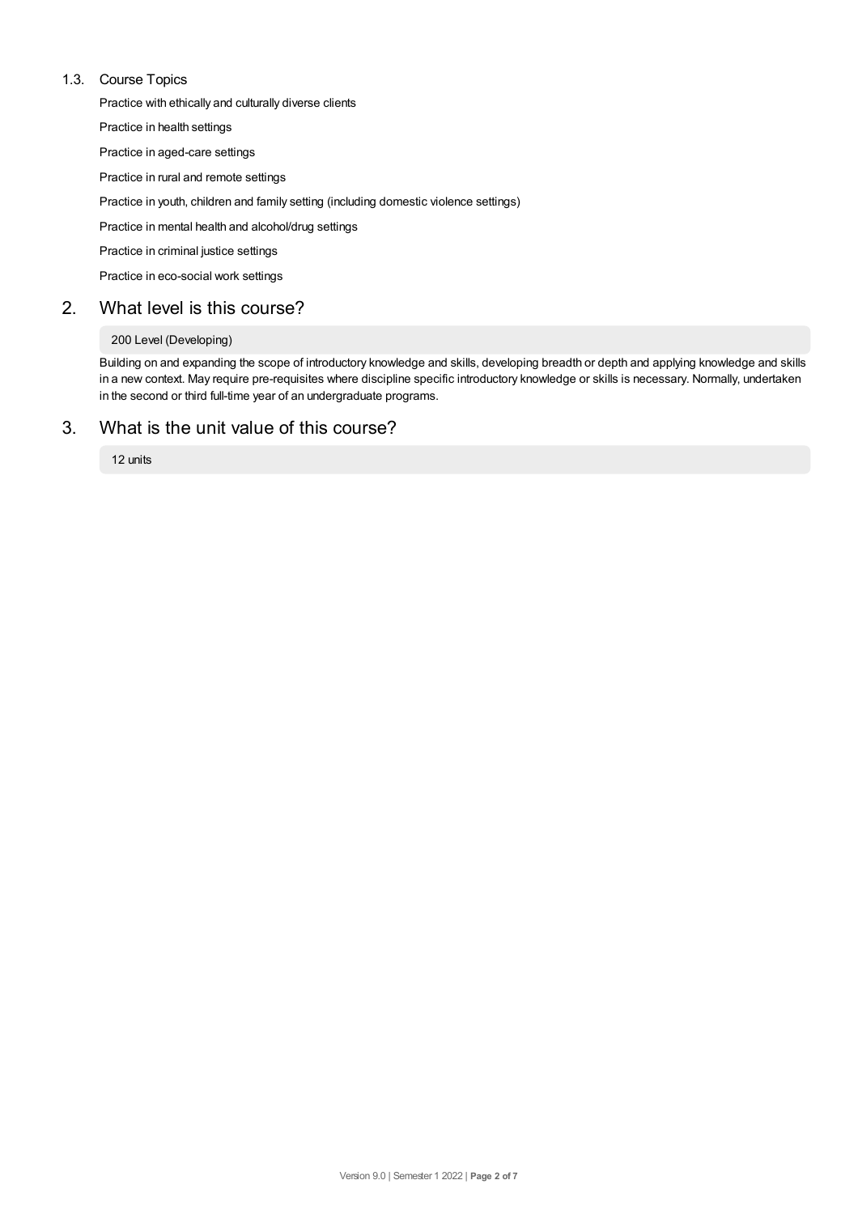### 1.3. Course Topics

Practice with ethically and culturally diverse clients

Practice in health settings

Practice in aged-care settings

Practice in rural and remote settings

Practice in youth, children and family setting (including domestic violence settings)

Practice in mental health and alcohol/drug settings

Practice in criminal justice settings

Practice in eco-social work settings

## 2. What level is this course?

200 Level (Developing)

Building on and expanding the scope of introductory knowledge and skills, developing breadth or depth and applying knowledge and skills in a new context. May require pre-requisites where discipline specific introductory knowledge or skills is necessary. Normally, undertaken in the second or third full-time year of an undergraduate programs.

## 3. What is the unit value of this course?

12 units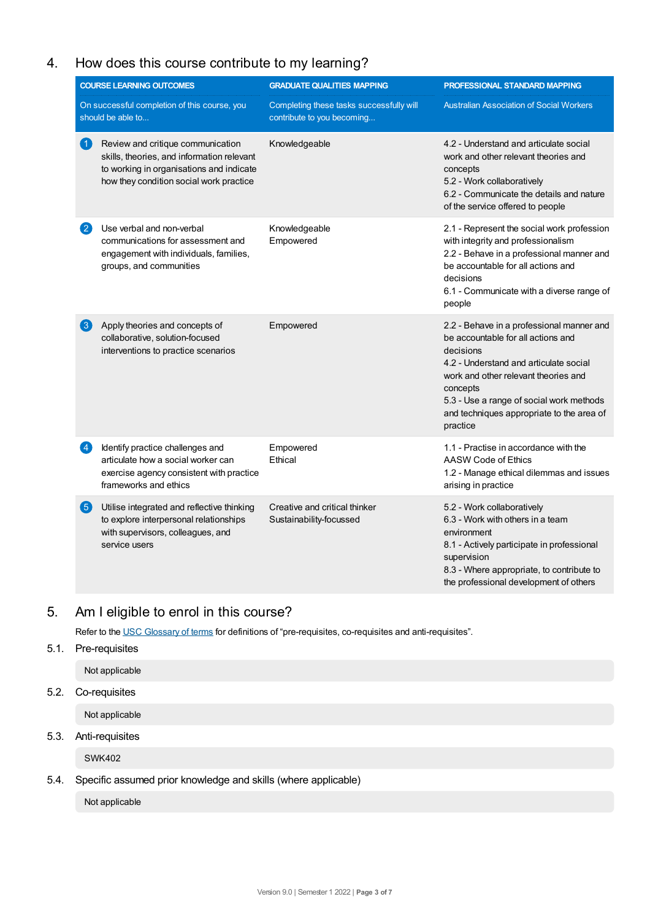## 4. How does this course contribute to my learning?

| COURSE LEARNING OUTCOMES<br>On successful completion of this course, you should be able to... | GRADUATE QUALITIES MAPPING<br>Completing these tasks successfully will contribute to you becoming... | PROFESSIONAL STANDARD MAPPING<br>Australian Association of Social Workers |
|---|---|---|
| 1 Review and critique communication skills, theories, and information relevant to working in organisations and indicate how they condition social work practice | Knowledgeable | 4.2 - Understand and articulate social work and other relevant theories and concepts<br>5.2 - Work collaboratively<br>6.2 - Communicate the details and nature of the service offered to people |
| 2 Use verbal and non-verbal communications for assessment and engagement with individuals, families, groups, and communities | Knowledgeable<br>Empowered | 2.1 - Represent the social work profession with integrity and professionalism<br>2.2 - Behave in a professional manner and be accountable for all actions and decisions<br>6.1 - Communicate with a diverse range of people |
| 3 Apply theories and concepts of collaborative, solution-focused interventions to practice scenarios | Empowered | 2.2 - Behave in a professional manner and be accountable for all actions and decisions<br>4.2 - Understand and articulate social work and other relevant theories and concepts<br>5.3 - Use a range of social work methods and techniques appropriate to the area of practice |
| 4 Identify practice challenges and articulate how a social worker can exercise agency consistent with practice frameworks and ethics | Empowered<br>Ethical | 1.1 - Practise in accordance with the AASW Code of Ethics<br>1.2 - Manage ethical dilemmas and issues arising in practice |
| 5 Utilise integrated and reflective thinking to explore interpersonal relationships with supervisors, colleagues, and service users | Creative and critical thinker<br>Sustainability-focussed | 5.2 - Work collaboratively<br>6.3 - Work with others in a team environment<br>8.1 - Actively participate in professional supervision<br>8.3 - Where appropriate, to contribute to the professional development of others |

## 5. Am I eligible to enrol in this course?

Refer to the USC Glossary of terms for definitions of "pre-requisites, co-requisites and anti-requisites".

### 5.1. Pre-requisites

Not applicable

### 5.2. Co-requisites

Not applicable

### 5.3. Anti-requisites

SWK402

### 5.4. Specific assumed prior knowledge and skills (where applicable)

Not applicable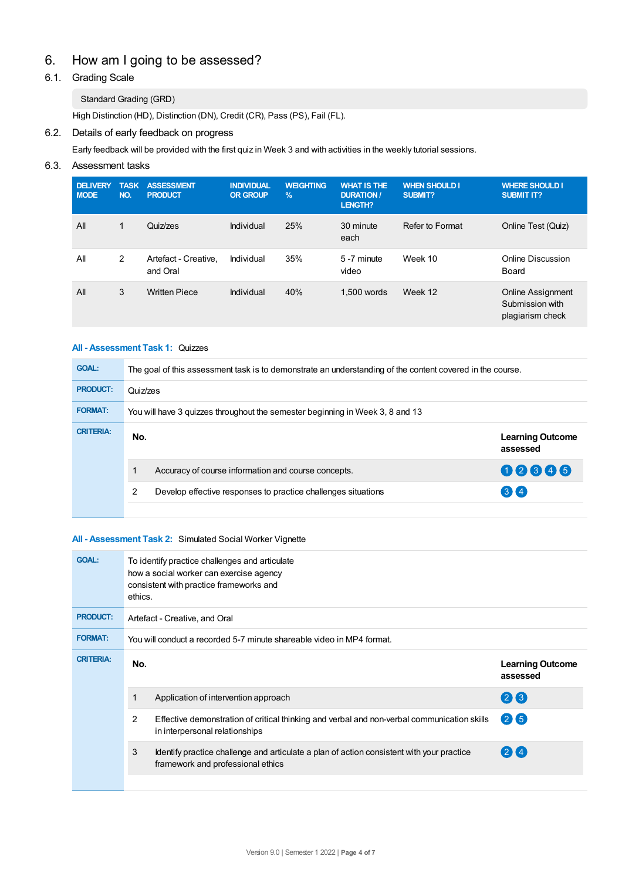# 6. How am I going to be assessed?

## 6.1. Grading Scale

Standard Grading (GRD)

High Distinction (HD), Distinction (DN), Credit (CR), Pass (PS), Fail (FL).

## 6.2. Details of early feedback on progress

Early feedback will be provided with the first quiz in Week 3 and with activities in the weekly tutorial sessions.

## 6.3. Assessment tasks

| DELIVERY MODE | TASK NO. | ASSESSMENT PRODUCT | INDIVIDUAL OR GROUP | WEIGHTING % | WHAT IS THE DURATION / LENGTH? | WHEN SHOULD I SUBMIT? | WHERE SHOULD I SUBMIT IT? |
|---|---|---|---|---|---|---|---|
| All | 1 | Quiz/zes | Individual | 25% | 30 minute each | Refer to Format | Online Test (Quiz) |
| All | 2 | Artefact - Creative, and Oral | Individual | 35% | 5 -7 minute video | Week 10 | Online Discussion Board |
| All | 3 | Written Piece | Individual | 40% | 1,500 words | Week 12 | Online Assignment Submission with plagiarism check |

### All - Assessment Task 1: Quizzes

**GOAL:** The goal of this assessment task is to demonstrate an understanding of the content covered in the course.

**PRODUCT:** Quiz/zes

**FORMAT:** You will have 3 quizzes throughout the semester beginning in Week 3, 8 and 13

**CRITERIA:**

| No. | | Learning Outcome assessed |
|---|---|---|
| 1 | Accuracy of course information and course concepts. | 1 2 3 4 5 |
| 2 | Develop effective responses to practice challenges situations | 3 4 |

### All - Assessment Task 2: Simulated Social Worker Vignette

**GOAL:** To identify practice challenges and articulate how a social worker can exercise agency consistent with practice frameworks and ethics.

**PRODUCT:** Artefact - Creative, and Oral

**FORMAT:** You will conduct a recorded 5-7 minute shareable video in MP4 format.

**CRITERIA:**

| No. | | Learning Outcome assessed |
|---|---|---|
| 1 | Application of intervention approach | 2 3 |
| 2 | Effective demonstration of critical thinking and verbal and non-verbal communication skills in interpersonal relationships | 2 5 |
| 3 | Identify practice challenge and articulate a plan of action consistent with your practice framework and professional ethics | 2 4 |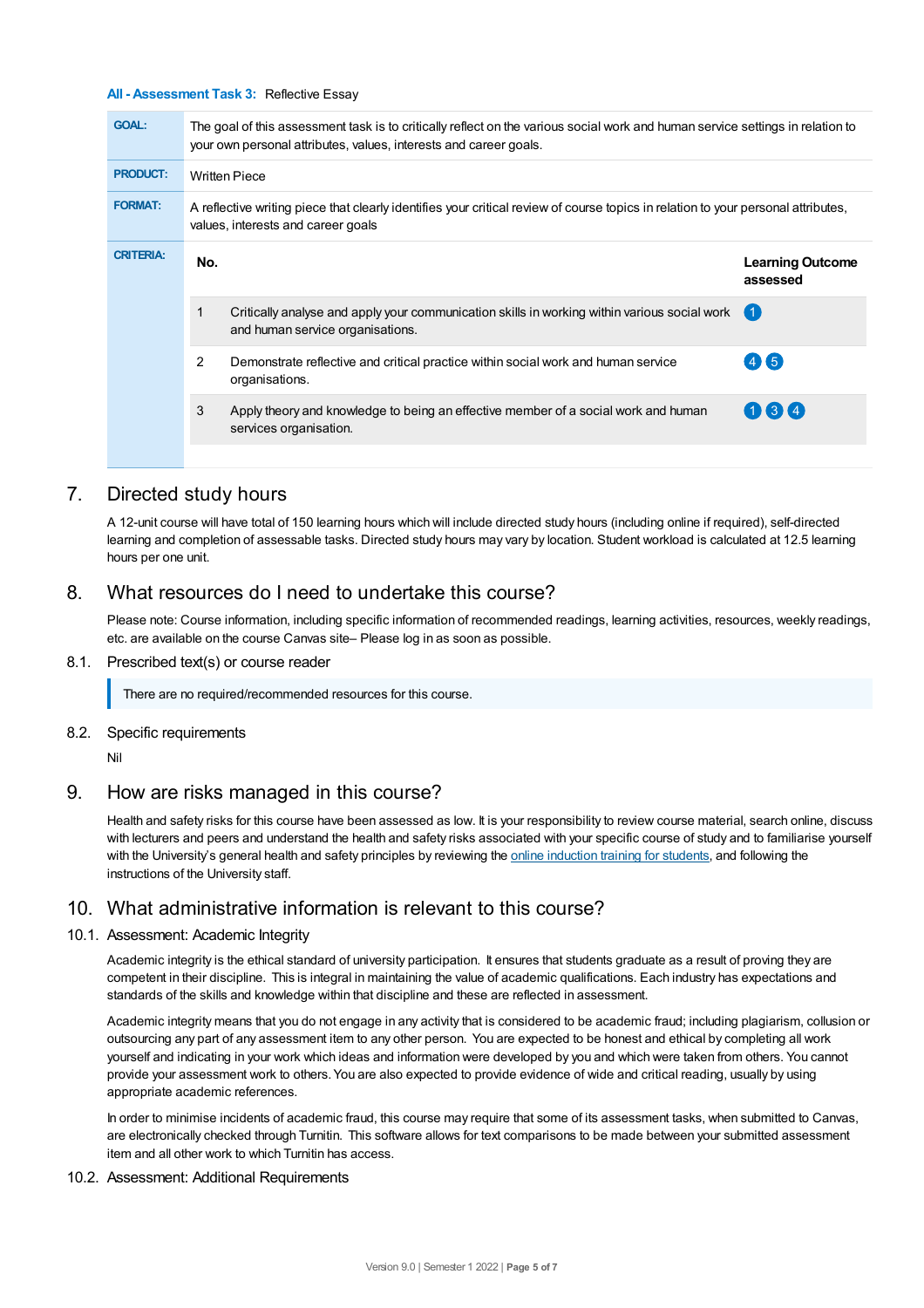**All - Assessment Task 3:** Reflective Essay

| | |
|---|---|
| **GOAL:** | The goal of this assessment task is to critically reflect on the various social work and human service settings in relation to your own personal attributes, values, interests and career goals. |
| **PRODUCT:** | Written Piece |
| **FORMAT:** | A reflective writing piece that clearly identifies your critical review of course topics in relation to your personal attributes, values, interests and career goals |
| **CRITERIA:** | |

| No. | | Learning Outcome assessed |
|---|---|---|
| 1 | Critically analyse and apply your communication skills in working within various social work and human service organisations. | 1 |
| 2 | Demonstrate reflective and critical practice within social work and human service organisations. | 4 5 |
| 3 | Apply theory and knowledge to being an effective member of a social work and human services organisation. | 1 3 4 |

## 7. Directed study hours

A 12-unit course will have total of 150 learning hours which will include directed study hours (including online if required), self-directed learning and completion of assessable tasks. Directed study hours may vary by location. Student workload is calculated at 12.5 learning hours per one unit.

## 8. What resources do I need to undertake this course?

Please note: Course information, including specific information of recommended readings, learning activities, resources, weekly readings, etc. are available on the course Canvas site– Please log in as soon as possible.

### 8.1. Prescribed text(s) or course reader

> There are no required/recommended resources for this course.

### 8.2. Specific requirements

Nil

## 9. How are risks managed in this course?

Health and safety risks for this course have been assessed as low. It is your responsibility to review course material, search online, discuss with lecturers and peers and understand the health and safety risks associated with your specific course of study and to familiarise yourself with the University's general health and safety principles by reviewing the online induction training for students, and following the instructions of the University staff.

## 10. What administrative information is relevant to this course?

### 10.1. Assessment: Academic Integrity

Academic integrity is the ethical standard of university participation. It ensures that students graduate as a result of proving they are competent in their discipline. This is integral in maintaining the value of academic qualifications. Each industry has expectations and standards of the skills and knowledge within that discipline and these are reflected in assessment.

Academic integrity means that you do not engage in any activity that is considered to be academic fraud; including plagiarism, collusion or outsourcing any part of any assessment item to any other person. You are expected to be honest and ethical by completing all work yourself and indicating in your work which ideas and information were developed by you and which were taken from others. You cannot provide your assessment work to others. You are also expected to provide evidence of wide and critical reading, usually by using appropriate academic references.

In order to minimise incidents of academic fraud, this course may require that some of its assessment tasks, when submitted to Canvas, are electronically checked through Turnitin. This software allows for text comparisons to be made between your submitted assessment item and all other work to which Turnitin has access.

### 10.2. Assessment: Additional Requirements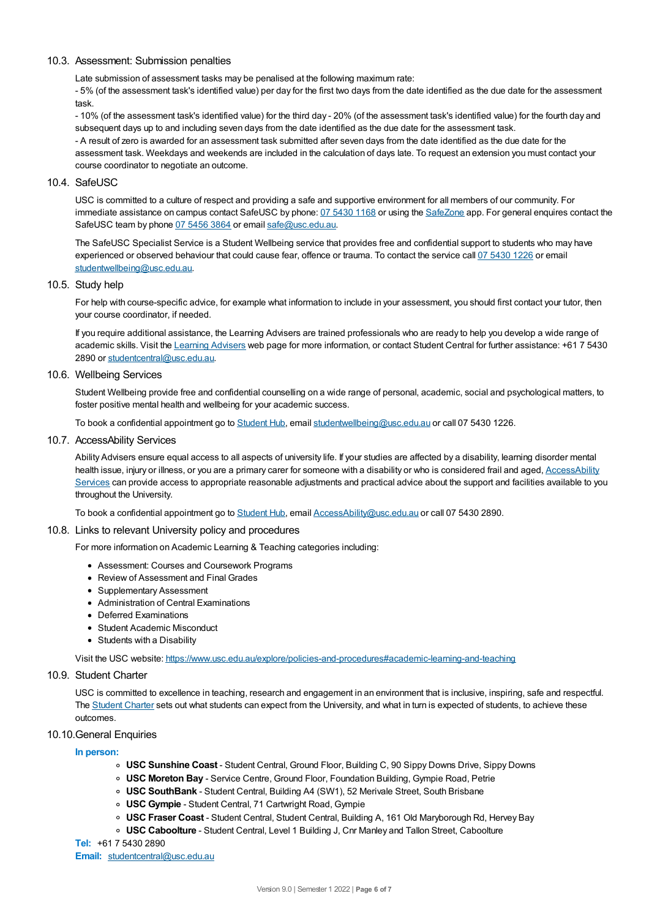### 10.3. Assessment: Submission penalties

Late submission of assessment tasks may be penalised at the following maximum rate:

- 5% (of the assessment task's identified value) per day for the first two days from the date identified as the due date for the assessment task.

- 10% (of the assessment task's identified value) for the third day - 20% (of the assessment task's identified value) for the fourth day and subsequent days up to and including seven days from the date identified as the due date for the assessment task.

- A result of zero is awarded for an assessment task submitted after seven days from the date identified as the due date for the assessment task. Weekdays and weekends are included in the calculation of days late. To request an extension you must contact your course coordinator to negotiate an outcome.

### 10.4. SafeUSC

USC is committed to a culture of respect and providing a safe and supportive environment for all members of our community. For immediate assistance on campus contact SafeUSC by phone: 07 5430 1168 or using the SafeZone app. For general enquires contact the SafeUSC team by phone 07 5456 3864 or email safe@usc.edu.au.

The SafeUSC Specialist Service is a Student Wellbeing service that provides free and confidential support to students who may have experienced or observed behaviour that could cause fear, offence or trauma. To contact the service call 07 5430 1226 or email studentwellbeing@usc.edu.au.

### 10.5. Study help

For help with course-specific advice, for example what information to include in your assessment, you should first contact your tutor, then your course coordinator, if needed.

If you require additional assistance, the Learning Advisers are trained professionals who are ready to help you develop a wide range of academic skills. Visit the Learning Advisers web page for more information, or contact Student Central for further assistance: +61 7 5430 2890 or studentcentral@usc.edu.au.

### 10.6. Wellbeing Services

Student Wellbeing provide free and confidential counselling on a wide range of personal, academic, social and psychological matters, to foster positive mental health and wellbeing for your academic success.

To book a confidential appointment go to Student Hub, email studentwellbeing@usc.edu.au or call 07 5430 1226.

### 10.7. AccessAbility Services

Ability Advisers ensure equal access to all aspects of university life. If your studies are affected by a disability, learning disorder mental health issue, injury or illness, or you are a primary carer for someone with a disability or who is considered frail and aged, AccessAbility Services can provide access to appropriate reasonable adjustments and practical advice about the support and facilities available to you throughout the University.

To book a confidential appointment go to Student Hub, email AccessAbility@usc.edu.au or call 07 5430 2890.

### 10.8. Links to relevant University policy and procedures

For more information on Academic Learning & Teaching categories including:

- Assessment: Courses and Coursework Programs
- Review of Assessment and Final Grades
- Supplementary Assessment
- Administration of Central Examinations
- Deferred Examinations
- Student Academic Misconduct
- Students with a Disability

Visit the USC website: https://www.usc.edu.au/explore/policies-and-procedures#academic-learning-and-teaching

### 10.9. Student Charter

USC is committed to excellence in teaching, research and engagement in an environment that is inclusive, inspiring, safe and respectful. The Student Charter sets out what students can expect from the University, and what in turn is expected of students, to achieve these outcomes.

### 10.10. General Enquiries

**In person:**

- **USC Sunshine Coast** - Student Central, Ground Floor, Building C, 90 Sippy Downs Drive, Sippy Downs
- **USC Moreton Bay** - Service Centre, Ground Floor, Foundation Building, Gympie Road, Petrie
- **USC SouthBank** - Student Central, Building A4 (SW1), 52 Merivale Street, South Brisbane
- **USC Gympie** - Student Central, 71 Cartwright Road, Gympie
- **USC Fraser Coast** - Student Central, Student Central, Building A, 161 Old Maryborough Rd, Hervey Bay
- **USC Caboolture** - Student Central, Level 1 Building J, Cnr Manley and Tallon Street, Caboolture

**Tel:** +61 7 5430 2890

**Email:** studentcentral@usc.edu.au